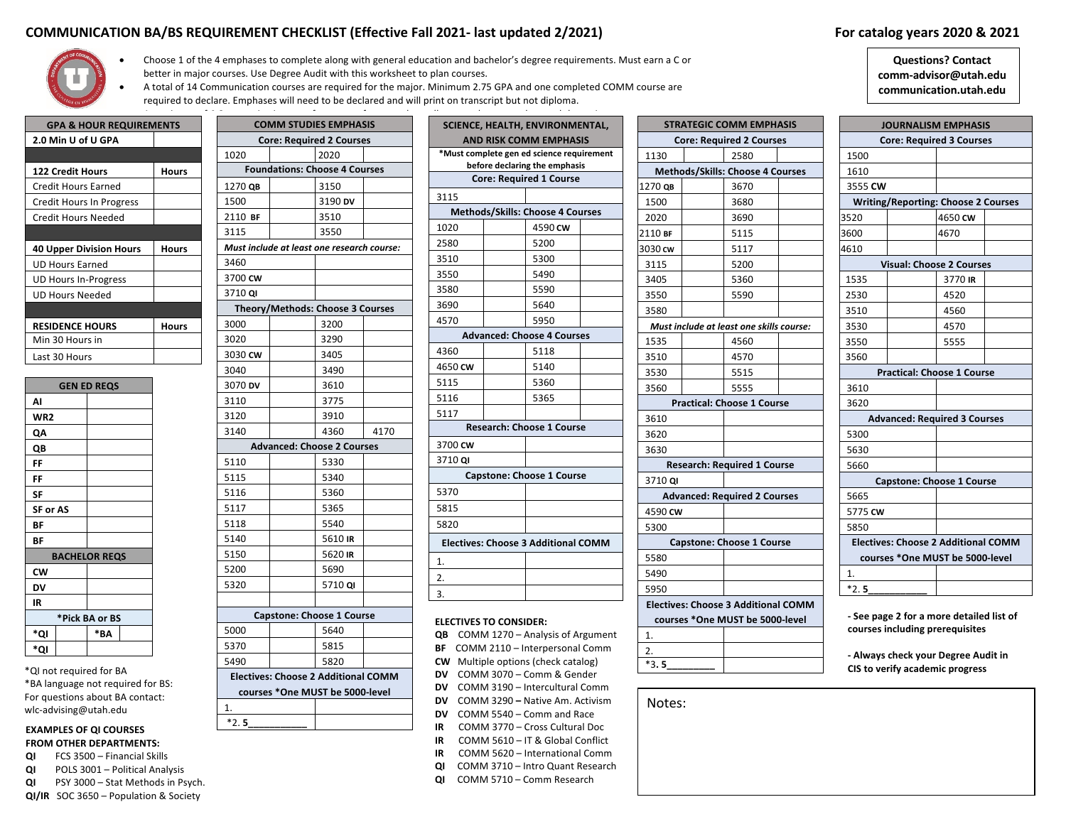# COMMUNICATION BA/BS REQUIREMENT CHECKLIST (Effective Fall 2021- last updated 2/2021)

**For catalog years 2020 & 2021**

- Choose 1 of the 4 emphases to complete along with general education and bachelor's degree requirements. Must earn a C or better in major courses. Use Degree Audit with this worksheet to plan courses.
- A total of 14 Communication courses are required for the major. Minimum 2.75 GPA and one completed COMM course are required to declare. Emphases will need to be declared and will print on transcript but not diploma.

**Questions? Contact**
**comm-advisor@utah.edu**
**communication.utah.edu**

## GPA & HOUR REQUIREMENTS

| **2.0 Min U of U GPA** | |
|---|---|
| **122 Credit Hours** | **Hours** |
| Credit Hours Earned | |
| Credit Hours In Progress | |
| Credit Hours Needed | |
| **40 Upper Division Hours** | **Hours** |
| UD Hours Earned | |
| UD Hours In-Progress | |
| UD Hours Needed | |
| **RESIDENCE HOURS** | **Hours** |
| Min 30 Hours in | |
| Last 30 Hours | |

## GEN ED REQS

| | |
|---|---|
| **AI** | |
| **WR2** | |
| **QA** | |
| **QB** | |
| **FF** | |
| **FF** | |
| **SF** | |
| **SF or AS** | |
| **BF** | |
| **BF** | |

## BACHELOR REQS

| | | | |
|---|---|---|---|
| **CW** | | | |
| **DV** | | | |
| **IR** | | | |
| ***Pick BA or BS** | | | |
| ***QI** | | ***BA** | |
| ***QI** | | | |

*QI not required for BA
*BA language not required for BS:
For questions about BA contact:
wlc-advising@utah.edu

**EXAMPLES OF QI COURSES FROM OTHER DEPARTMENTS:**

- **QI** FCS 3500 – Financial Skills
- **QI** POLS 3001 – Political Analysis
- **QI** PSY 3000 – Stat Methods in Psych.
- **QI/IR** SOC 3650 – Population & Society

## COMM STUDIES EMPHASIS

| | | | | |
|---|---|---|---|---|
| **Core: Required 2 Courses** | | | | |
| 1020 | | 2020 | | |
| **Foundations: Choose 4 Courses** | | | | |
| 1270 **QB** | | 3150 | | |
| 1500 | | 3190 **DV** | | |
| 2110 **BF** | | 3510 | | |
| 3115 | | 3550 | | |
| ***Must include at least one research course:*** | | | | |
| 3460 | | | | |
| 3700 **CW** | | | | |
| 3710 **QI** | | | | |
| **Theory/Methods: Choose 3 Courses** | | | | |
| 3000 | | 3200 | | |
| 3020 | | 3290 | | |
| 3030 **CW** | | 3405 | | |
| 3040 | | 3490 | | |
| 3070 **DV** | | 3610 | | |
| 3110 | | 3775 | | |
| 3120 | | 3910 | | |
| 3140 | | 4360 | 4170 | |
| **Advanced: Choose 2 Courses** | | | | |
| 5110 | | 5330 | | |
| 5115 | | 5340 | | |
| 5116 | | 5360 | | |
| 5117 | | 5365 | | |
| 5118 | | 5540 | | |
| 5140 | | 5610 **IR** | | |
| 5150 | | 5620 **IR** | | |
| 5200 | | 5690 | | |
| 5320 | | 5710 **QI** | | |
| | | | | |
| **Capstone: Choose 1 Course** | | | | |
| 5000 | | 5640 | | |
| 5370 | | 5815 | | |
| 5490 | | 5820 | | |
| **Electives: Choose 2 Additional COMM courses *One MUST be 5000-level** | | | | |
| 1. | | | | |
| *2. 5___________ | | | | |

## SCIENCE, HEALTH, ENVIRONMENTAL, AND RISK COMM EMPHASIS

***Must complete gen ed science requirement before declaring the emphasis**

| | | | |
|---|---|---|---|
| **Core: Required 1 Course** | | | |
| 3115 | | | |
| **Methods/Skills: Choose 4 Courses** | | | |
| 1020 | | 4590 **CW** | |
| 2580 | | 5200 | |
| 3510 | | 5300 | |
| 3550 | | 5490 | |
| 3580 | | 5590 | |
| 3690 | | 5640 | |
| 4570 | | 5950 | |
| **Advanced: Choose 4 Courses** | | | |
| 4360 | | 5118 | |
| 4650 **CW** | | 5140 | |
| 5115 | | 5360 | |
| 5116 | | 5365 | |
| 5117 | | | |
| **Research: Choose 1 Course** | | | |
| 3700 **CW** | | | |
| 3710 **QI** | | | |
| **Capstone: Choose 1 Course** | | | |
| 5370 | | | |
| 5815 | | | |
| 5820 | | | |
| **Electives: Choose 3 Additional COMM** | | | |
| 1. | | | |
| 2. | | | |
| 3. | | | |

**ELECTIVES TO CONSIDER:**

- **QB** COMM 1270 – Analysis of Argument
- **BF** COMM 2110 – Interpersonal Comm
- **CW** Multiple options (check catalog)
- **DV** COMM 3070 – Comm & Gender
- **DV** COMM 3190 – Intercultural Comm
- **DV** COMM 3290 – Native Am. Activism
- **DV** COMM 5540 – Comm and Race
- **IR** COMM 3770 – Cross Cultural Doc
- **IR** COMM 5610 – IT & Global Conflict
- **IR** COMM 5620 – International Comm
- **QI** COMM 3710 – Intro Quant Research
- **QI** COMM 5710 – Comm Research

## STRATEGIC COMM EMPHASIS

| | | | |
|---|---|---|---|
| **Core: Required 2 Courses** | | | |
| 1130 | | 2580 | |
| **Methods/Skills: Choose 4 Courses** | | | |
| 1270 **QB** | | 3670 | |
| 1500 | | 3680 | |
| 2020 | | 3690 | |
| 2110 **BF** | | 5115 | |
| 3030 **CW** | | 5117 | |
| 3115 | | 5200 | |
| 3405 | | 5360 | |
| 3550 | | 5590 | |
| 3580 | | | |
| ***Must include at least one skills course:*** | | | |
| 1535 | | 4560 | |
| 3510 | | 4570 | |
| 3530 | | 5515 | |
| 3560 | | 5555 | |
| **Practical: Choose 1 Course** | | | |
| 3610 | | | |
| 3620 | | | |
| 3630 | | | |
| **Research: Required 1 Course** | | | |
| 3710 **QI** | | | |
| **Advanced: Required 2 Courses** | | | |
| 4590 **CW** | | | |
| 5300 | | | |
| **Capstone: Choose 1 Course** | | | |
| 5580 | | | |
| 5490 | | | |
| 5950 | | | |
| **Electives: Choose 3 Additional COMM courses *One MUST be 5000-level** | | | |
| 1. | | | |
| 2. | | | |
| *3. 5_________ | | | |

## JOURNALISM EMPHASIS

| | | | |
|---|---|---|---|
| **Core: Required 3 Courses** | | | |
| 1500 | | | |
| 1610 | | | |
| 3555 **CW** | | | |
| **Writing/Reporting: Choose 2 Courses** | | | |
| 3520 | | 4650 **CW** | |
| 3600 | | 4670 | |
| 4610 | | | |
| **Visual: Choose 2 Courses** | | | |
| 1535 | | 3770 **IR** | |
| 2530 | | 4520 | |
| 3510 | | 4560 | |
| 3530 | | 4570 | |
| 3550 | | 5555 | |
| 3560 | | | |
| **Practical: Choose 1 Course** | | | |
| 3610 | | | |
| 3620 | | | |
| **Advanced: Required 3 Courses** | | | |
| 5300 | | | |
| 5630 | | | |
| 5660 | | | |
| **Capstone: Choose 1 Course** | | | |
| 5665 | | | |
| 5775 **CW** | | | |
| 5850 | | | |
| **Electives: Choose 2 Additional COMM courses *One MUST be 5000-level** | | | |
| 1. | | | |
| *2. 5___________ | | | |

**- See page 2 for a more detailed list of courses including prerequisites**

**- Always check your Degree Audit in CIS to verify academic progress**

Notes: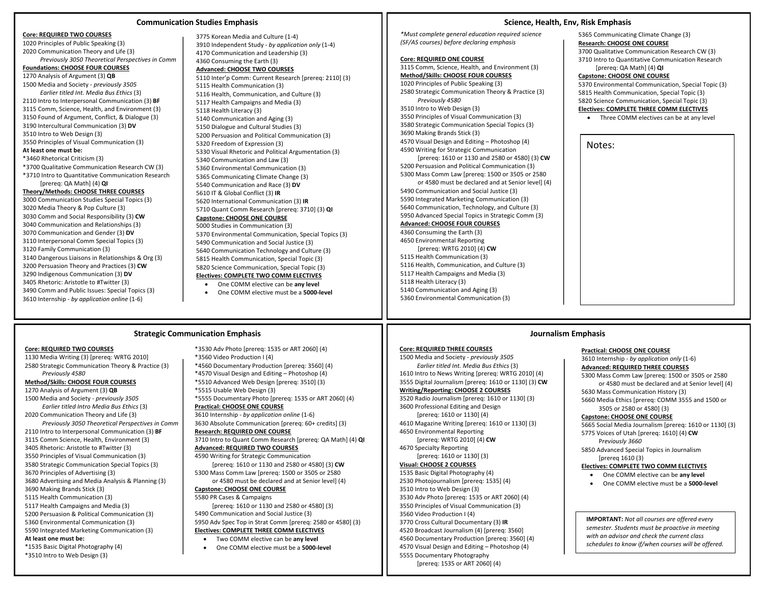## Communication Studies Emphasis

**Core: REQUIRED TWO COURSES**
1020 Principles of Public Speaking (3)
2020 Communication Theory and Life (3)
*Previously 3050 Theoretical Perspectives in Comm*

**Foundations: CHOOSE FOUR COURSES**
1270 Analysis of Argument (3) **QB**
1500 Media and Society - *previously 3505*
*Earlier titled Int. Media Bus Ethics* (3)
2110 Intro to Interpersonal Communication (3) **BF**
3115 Comm, Science, Health, and Environment (3)
3150 Found of Argument, Conflict, & Dialogue (3)
3190 Intercultural Communication (3) **DV**
3510 Intro to Web Design (3)
3550 Principles of Visual Communication (3)
**At least one must be:**
*3460 Rhetorical Criticism (3)
*3700 Qualitative Communication Research CW (3)
*3710 Intro to Quantitative Communication Research [prereq: QA Math] (4) **QI**

**Theory/Methods: CHOOSE THREE COURSES**
3000 Communication Studies Special Topics (3)
3020 Media Theory & Pop Culture (3)
3030 Comm and Social Responsibility (3) **CW**
3040 Communication and Relationships (3)
3070 Communication and Gender (3) **DV**
3110 Interpersonal Comm Special Topics (3)
3120 Family Communication (3)
3140 Dangerous Liaisons in Relationships & Org (3)
3200 Persuasion Theory and Practices (3) **CW**
3290 Indigenous Communication (3) **DV**
3405 Rhetoric: Aristotle to #Twitter (3)
3490 Comm and Public Issues: Special Topics (3)
3610 Internship - *by application online* (1-6)
3775 Korean Media and Culture (1-4)
3910 Independent Study - *by application only* (1-4)
4170 Communication and Leadership (3)
4360 Consuming the Earth (3)

**Advanced: CHOOSE TWO COURSES**
5110 Inter'p Comm: Current Research [prereq: 2110] (3)
5115 Health Communication (3)
5116 Health, Communication, and Culture (3)
5117 Health Campaigns and Media (3)
5118 Health Literacy (3)
5140 Communication and Aging (3)
5150 Dialogue and Cultural Studies (3)
5200 Persuasion and Political Communication (3)
5320 Freedom of Expression (3)
5330 Visual Rhetoric and Political Argumentation (3)
5340 Communication and Law (3)
5360 Environmental Communication (3)
5365 Communicating Climate Change (3)
5540 Communication and Race (3) **DV**
5610 IT & Global Conflict (3) **IR**
5620 International Communication (3) **IR**
5710 Quant Comm Research [prereq: 3710] (3) **QI**

**Capstone: CHOOSE ONE COURSE**
5000 Studies in Communication (3)
5370 Environmental Communication, Special Topics (3)
5490 Communication and Social Justice (3)
5640 Communication Technology and Culture (3)
5815 Health Communication, Special Topic (3)
5820 Science Communication, Special Topic (3)

**Electives: COMPLETE TWO COMM ELECTIVES**
- One COMM elective can be **any level**
- One COMM elective must be a **5000-level**

## Science, Health, Env, Risk Emphasis

*\*Must complete general education required science (SF/AS courses) before declaring emphasis*

**Core: REQUIRED ONE COURSE**
3115 Comm, Science, Health, and Environment (3)

**Method/Skills: CHOOSE FOUR COURSES**
1020 Principles of Public Speaking (3)
2580 Strategic Communication Theory & Practice (3)
*Previously 4580*
3510 Intro to Web Design (3)
3550 Principles of Visual Communication (3)
3580 Strategic Communication Special Topics (3)
3690 Making Brands Stick (3)
4570 Visual Design and Editing – Photoshop (4)
4590 Writing for Strategic Communication [prereq: 1610 or 1130 and 2580 or 4580] (3) **CW**
5200 Persuasion and Political Communication (3)
5300 Mass Comm Law [prereq: 1500 or 3505 or 2580 or 4580 must be declared and at Senior level] (4)
5490 Communication and Social Justice (3)
5590 Integrated Marketing Communication (3)
5640 Communication, Technology, and Culture (3)
5950 Advanced Special Topics in Strategic Comm (3)

**Advanced: CHOOSE FOUR COURSES**
4360 Consuming the Earth (3)
4650 Environmental Reporting [prereq: WRTG 2010] (4) **CW**
5115 Health Communication (3)
5116 Health, Communication, and Culture (3)
5117 Health Campaigns and Media (3)
5118 Health Literacy (3)
5140 Communication and Aging (3)
5360 Environmental Communication (3)
5365 Communicating Climate Change (3)

**Research: CHOOSE ONE COURSE**
3700 Qualitative Communication Research CW (3)
3710 Intro to Quantitative Communication Research [prereq: QA Math] (4) **QI**

**Capstone: CHOOSE ONE COURSE**
5370 Environmental Communication, Special Topic (3)
5815 Health Communication, Special Topic (3)
5820 Science Communication, Special Topic (3)

**Electives: COMPLETE THREE COMM ELECTIVES**
- Three COMM electives can be at any level

Notes:

## Strategic Communication Emphasis

**Core: REQUIRED TWO COURSES**
1130 Media Writing (3) [prereq: WRTG 2010]
2580 Strategic Communication Theory & Practice (3)
*Previously 4580*

**Method/Skills: CHOOSE FOUR COURSES**
1270 Analysis of Argument (3) **QB**
1500 Media and Society - *previously 3505*
*Earlier titled Intro Media Bus Ethics* (3)
2020 Communication Theory and Life (3)
*Previously 3050 Theoretical Perspectives in Comm*
2110 Intro to Interpersonal Communication (3) **BF**
3115 Comm Science, Health, Environment (3)
3405 Rhetoric: Aristotle to #Twitter (3)
3550 Principles of Visual Communication (3)
3580 Strategic Communication Special Topics (3)
3670 Principles of Advertising (3)
3680 Advertising and Media Analysis & Planning (3)
3690 Making Brands Stick (3)
5115 Health Communication (3)
5117 Health Campaigns and Media (3)
5200 Persuasion & Political Communication (3)
5360 Environmental Communication (3)
5590 Integrated Marketing Communication (3)
**At least one must be:**
*1535 Basic Digital Photography (4)
*3510 Intro to Web Design (3)
*3530 Adv Photo [prereq: 1535 or ART 2060] (4)
*3560 Video Production I (4)
*4560 Documentary Production [prereq: 3560] (4)
*4570 Visual Design and Editing – Photoshop (4)
*5510 Advanced Web Design [prereq: 3510] (3)
*5515 Usable Web Design (3)
*5555 Documentary Photo [prereq: 1535 or ART 2060] (4)

**Practical: CHOOSE ONE COURSE**
3610 Internship - *by application online* (1-6)
3630 Absolute Communication [prereq: 60+ credits] (3)

**Research: REQUIRED ONE COURSE**
3710 Intro to Quant Comm Research [prereq: QA Math] (4) **QI**

**Advanced: REQUIRED TWO COURSES**
4590 Writing for Strategic Communication [prereq: 1610 or 1130 and 2580 or 4580] (3) **CW**
5300 Mass Comm Law [prereq: 1500 or 3505 or 2580 or 4580 must be declared and at Senior level] (4)

**Capstone: CHOOSE ONE COURSE**
5580 PR Cases & Campaigns [prereq: 1610 or 1130 and 2580 or 4580] (3)
5490 Communication and Social Justice (3)
5950 Adv Spec Top in Strat Comm [prereq: 2580 or 4580] (3)

**Electives: COMPLETE THREE COMM ELECTIVES**
- Two COMM elective can be **any level**
- One COMM elective must be a **5000-level**

## Journalism Emphasis

**Core: REQUIRED THREE COURSES**
1500 Media and Society - *previously 3505*
*Earlier titled Int. Media Bus Ethics* (3)
1610 Intro to News Writing [prereq: WRTG 2010] (4)
3555 Digital Journalism [prereq: 1610 or 1130] (3) **CW**

**Writing/Reporting: CHOOSE 2 COURSES**
3520 Radio Journalism [prereq: 1610 or 1130] (3)
3600 Professional Editing and Design [prereq: 1610 or 1130] (4)
4610 Magazine Writing [prereq: 1610 or 1130] (3)
4650 Environmental Reporting [prereq: WRTG 2010] (4) **CW**
4670 Specialty Reporting [prereq: 1610 or 1130] (3)

**Visual: CHOOSE 2 COURSES**
1535 Basic Digital Photography (4)
2530 Photojournalism [prereq: 1535] (4)
3510 Intro to Web Design (3)
3530 Adv Photo [prereq: 1535 or ART 2060] (4)
3550 Principles of Visual Communication (3)
3560 Video Production I (4)
3770 Cross Cultural Documentary (3) **IR**
4520 Broadcast Journalism (4) [prereq: 3560]
4560 Documentary Production [prereq: 3560] (4)
4570 Visual Design and Editing – Photoshop (4)
5555 Documentary Photography [prereq: 1535 or ART 2060] (4)

**Practical: CHOOSE ONE COURSE**
3610 Internship - *by application only* (1-6)

**Advanced: REQUIRED THREE COURSES**
5300 Mass Comm Law [prereq: 1500 or 3505 or 2580 or 4580 must be declared and at Senior level] (4)
5630 Mass Communication History (3)
5660 Media Ethics [prereq: COMM 3555 and 1500 or 3505 or 2580 or 4580] (3)

**Capstone: CHOOSE ONE COURSE**
5665 Social Media Journalism [prereq: 1610 or 1130] (3)
5775 Voices of Utah [prereq: 1610] (4) **CW**
*Previously 3660*
5850 Advanced Special Topics in Journalism [prereq 1610] (3)

**Electives: COMPLETE TWO COMM ELECTIVES**
- One COMM elective can be **any level**
- One COMM elective must be a **5000-level**

**IMPORTANT:** *Not all courses are offered every semester. Students must be proactive in meeting with an advisor and check the current class schedules to know if/when courses will be offered.*